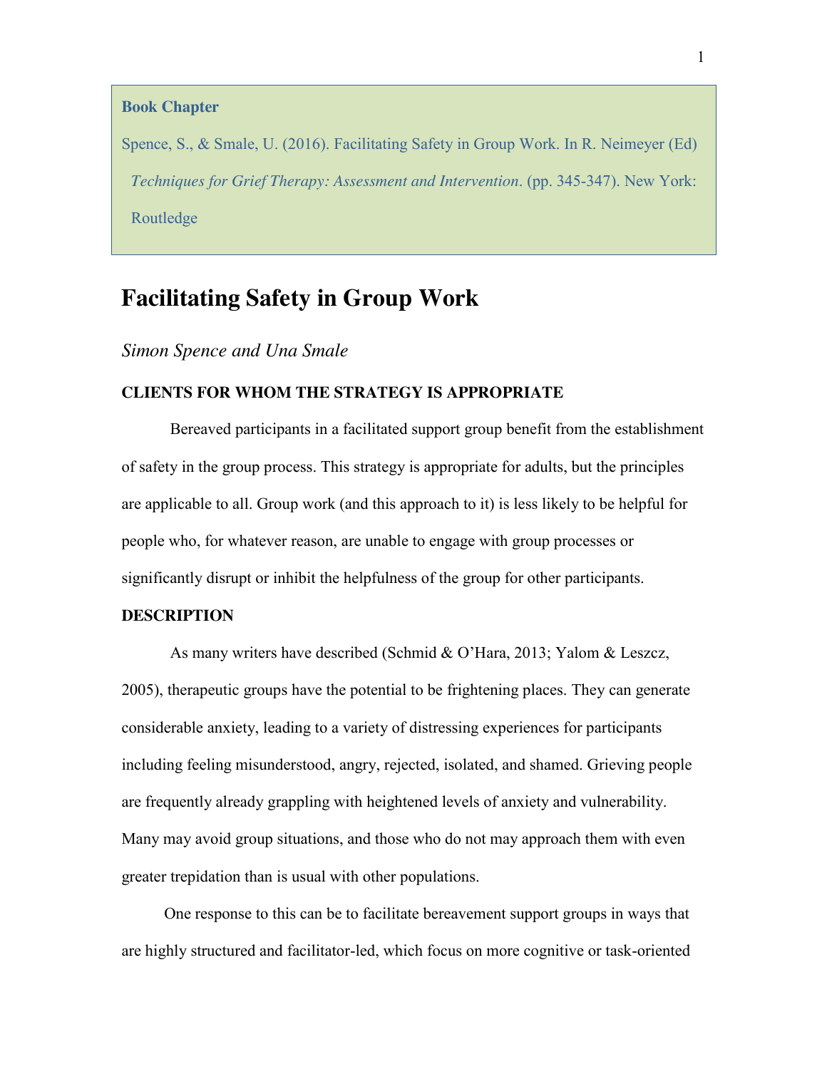**Book Chapter**

Spence, S., & Smale, U. (2016). Facilitating Safety in Group Work. In R. Neimeyer (Ed) *Techniques for Grief Therapy: Assessment and Intervention*. (pp. 345-347). New York: Routledge

# Facilitating Safety in Group Work

*Simon Spence and Una Smale*

### CLIENTS FOR WHOM THE STRATEGY IS APPROPRIATE

Bereaved participants in a facilitated support group benefit from the establishment of safety in the group process. This strategy is appropriate for adults, but the principles are applicable to all. Group work (and this approach to it) is less likely to be helpful for people who, for whatever reason, are unable to engage with group processes or significantly disrupt or inhibit the helpfulness of the group for other participants.

### DESCRIPTION

As many writers have described (Schmid & O'Hara, 2013; Yalom & Leszcz, 2005), therapeutic groups have the potential to be frightening places. They can generate considerable anxiety, leading to a variety of distressing experiences for participants including feeling misunderstood, angry, rejected, isolated, and shamed. Grieving people are frequently already grappling with heightened levels of anxiety and vulnerability. Many may avoid group situations, and those who do not may approach them with even greater trepidation than is usual with other populations.

One response to this can be to facilitate bereavement support groups in ways that are highly structured and facilitator-led, which focus on more cognitive or task-oriented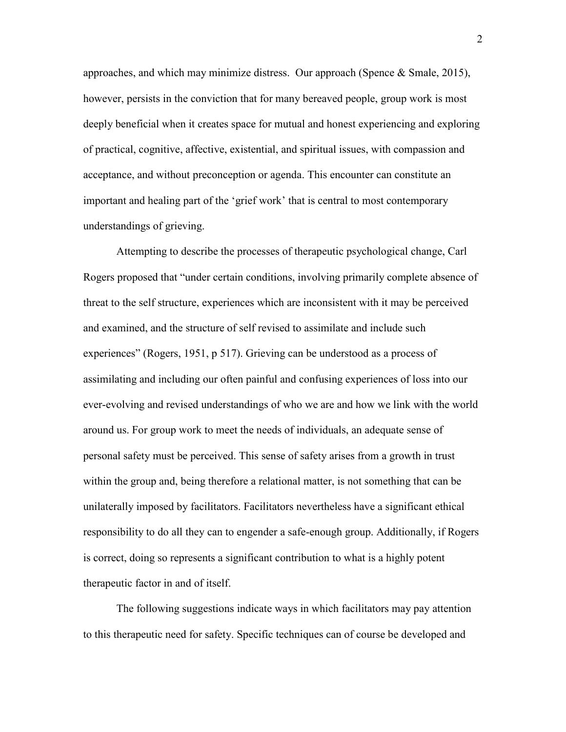approaches, and which may minimize distress. Our approach (Spence & Smale, 2015), however, persists in the conviction that for many bereaved people, group work is most deeply beneficial when it creates space for mutual and honest experiencing and exploring of practical, cognitive, affective, existential, and spiritual issues, with compassion and acceptance, and without preconception or agenda. This encounter can constitute an important and healing part of the 'grief work' that is central to most contemporary understandings of grieving.

Attempting to describe the processes of therapeutic psychological change, Carl Rogers proposed that "under certain conditions, involving primarily complete absence of threat to the self structure, experiences which are inconsistent with it may be perceived and examined, and the structure of self revised to assimilate and include such experiences" (Rogers, 1951, p 517). Grieving can be understood as a process of assimilating and including our often painful and confusing experiences of loss into our ever-evolving and revised understandings of who we are and how we link with the world around us. For group work to meet the needs of individuals, an adequate sense of personal safety must be perceived. This sense of safety arises from a growth in trust within the group and, being therefore a relational matter, is not something that can be unilaterally imposed by facilitators. Facilitators nevertheless have a significant ethical responsibility to do all they can to engender a safe-enough group. Additionally, if Rogers is correct, doing so represents a significant contribution to what is a highly potent therapeutic factor in and of itself.

The following suggestions indicate ways in which facilitators may pay attention to this therapeutic need for safety. Specific techniques can of course be developed and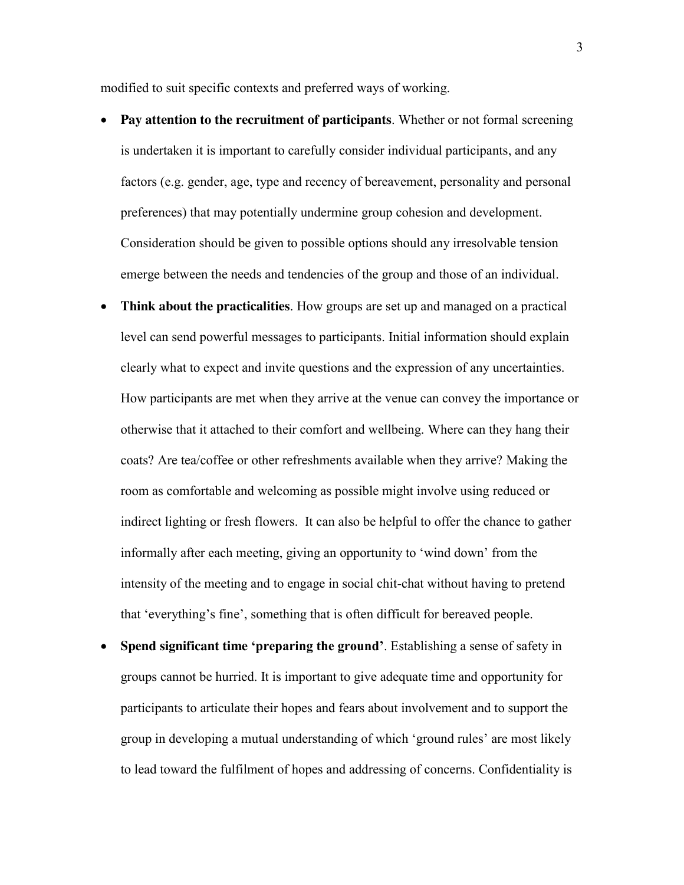modified to suit specific contexts and preferred ways of working.

- **Pay attention to the recruitment of participants**. Whether or not formal screening is undertaken it is important to carefully consider individual participants, and any factors (e.g. gender, age, type and recency of bereavement, personality and personal preferences) that may potentially undermine group cohesion and development. Consideration should be given to possible options should any irresolvable tension emerge between the needs and tendencies of the group and those of an individual.
- **Think about the practicalities**. How groups are set up and managed on a practical level can send powerful messages to participants. Initial information should explain clearly what to expect and invite questions and the expression of any uncertainties. How participants are met when they arrive at the venue can convey the importance or otherwise that it attached to their comfort and wellbeing. Where can they hang their coats? Are tea/coffee or other refreshments available when they arrive? Making the room as comfortable and welcoming as possible might involve using reduced or indirect lighting or fresh flowers. It can also be helpful to offer the chance to gather informally after each meeting, giving an opportunity to 'wind down' from the intensity of the meeting and to engage in social chit-chat without having to pretend that 'everything's fine', something that is often difficult for bereaved people.
- **Spend significant time 'preparing the ground'**. Establishing a sense of safety in groups cannot be hurried. It is important to give adequate time and opportunity for participants to articulate their hopes and fears about involvement and to support the group in developing a mutual understanding of which 'ground rules' are most likely to lead toward the fulfilment of hopes and addressing of concerns. Confidentiality is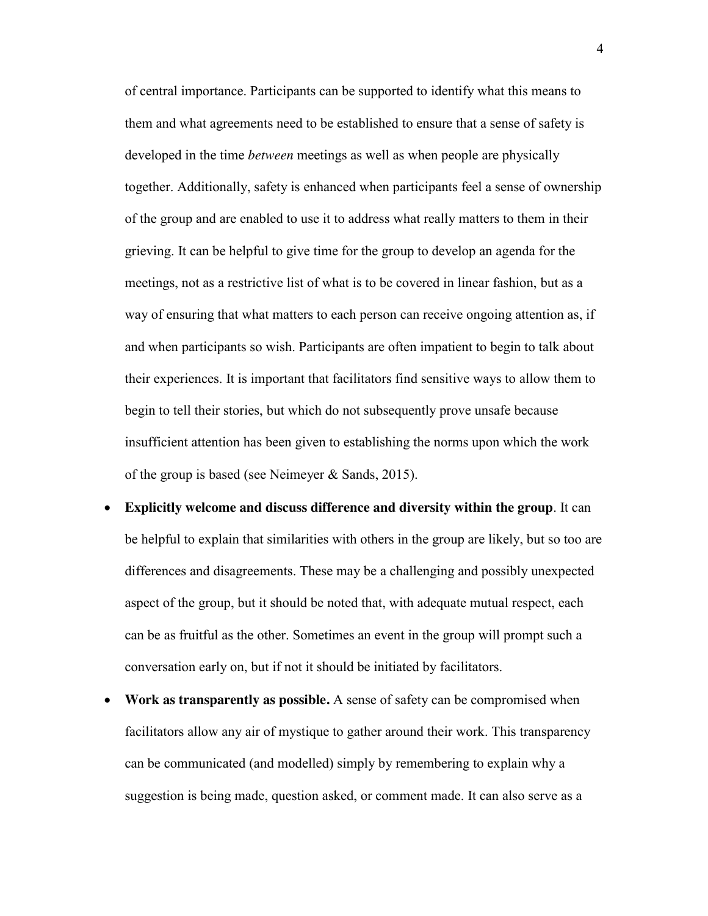of central importance. Participants can be supported to identify what this means to them and what agreements need to be established to ensure that a sense of safety is developed in the time *between* meetings as well as when people are physically together. Additionally, safety is enhanced when participants feel a sense of ownership of the group and are enabled to use it to address what really matters to them in their grieving. It can be helpful to give time for the group to develop an agenda for the meetings, not as a restrictive list of what is to be covered in linear fashion, but as a way of ensuring that what matters to each person can receive ongoing attention as, if and when participants so wish. Participants are often impatient to begin to talk about their experiences. It is important that facilitators find sensitive ways to allow them to begin to tell their stories, but which do not subsequently prove unsafe because insufficient attention has been given to establishing the norms upon which the work of the group is based (see Neimeyer & Sands, 2015).

- **Explicitly welcome and discuss difference and diversity within the group**. It can be helpful to explain that similarities with others in the group are likely, but so too are differences and disagreements. These may be a challenging and possibly unexpected aspect of the group, but it should be noted that, with adequate mutual respect, each can be as fruitful as the other. Sometimes an event in the group will prompt such a conversation early on, but if not it should be initiated by facilitators.
- **Work as transparently as possible.** A sense of safety can be compromised when facilitators allow any air of mystique to gather around their work. This transparency can be communicated (and modelled) simply by remembering to explain why a suggestion is being made, question asked, or comment made. It can also serve as a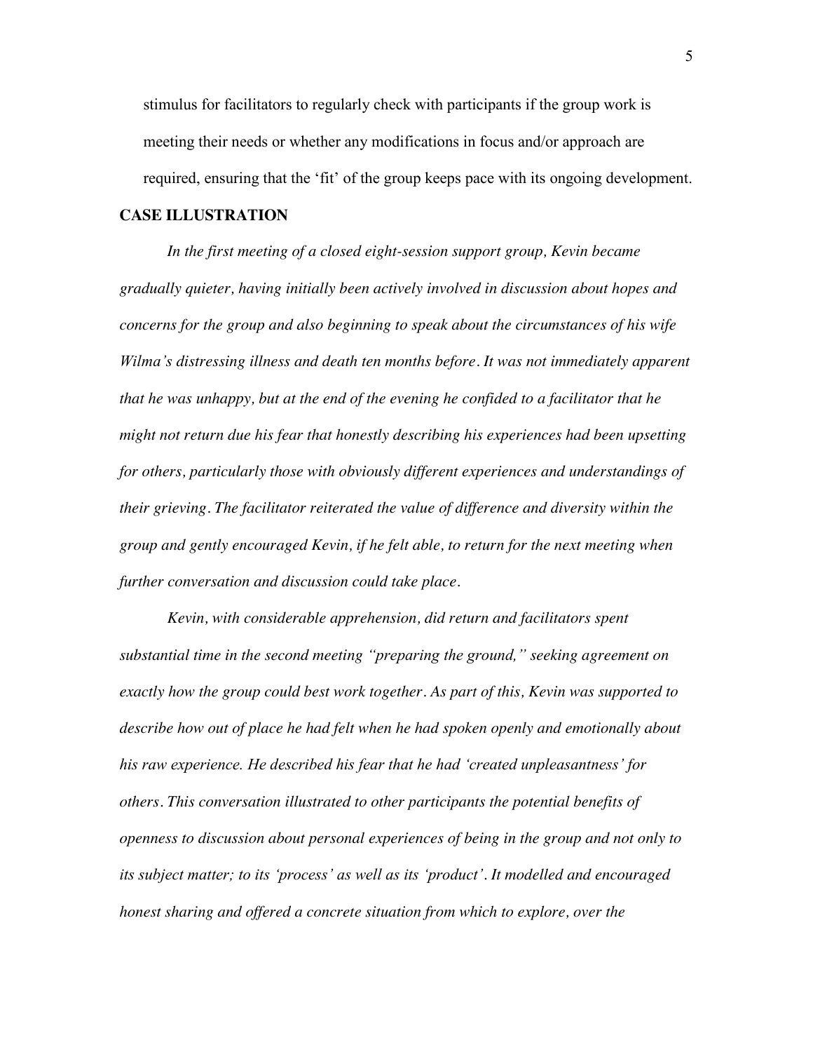stimulus for facilitators to regularly check with participants if the group work is meeting their needs or whether any modifications in focus and/or approach are required, ensuring that the 'fit' of the group keeps pace with its ongoing development.

## CASE ILLUSTRATION

*In the first meeting of a closed eight-session support group, Kevin became gradually quieter, having initially been actively involved in discussion about hopes and concerns for the group and also beginning to speak about the circumstances of his wife Wilma's distressing illness and death ten months before. It was not immediately apparent that he was unhappy, but at the end of the evening he confided to a facilitator that he might not return due his fear that honestly describing his experiences had been upsetting for others, particularly those with obviously different experiences and understandings of their grieving. The facilitator reiterated the value of difference and diversity within the group and gently encouraged Kevin, if he felt able, to return for the next meeting when further conversation and discussion could take place.*

*Kevin, with considerable apprehension, did return and facilitators spent substantial time in the second meeting "preparing the ground," seeking agreement on exactly how the group could best work together. As part of this, Kevin was supported to describe how out of place he had felt when he had spoken openly and emotionally about his raw experience. He described his fear that he had 'created unpleasantness' for others. This conversation illustrated to other participants the potential benefits of openness to discussion about personal experiences of being in the group and not only to its subject matter; to its 'process' as well as its 'product'. It modelled and encouraged honest sharing and offered a concrete situation from which to explore, over the*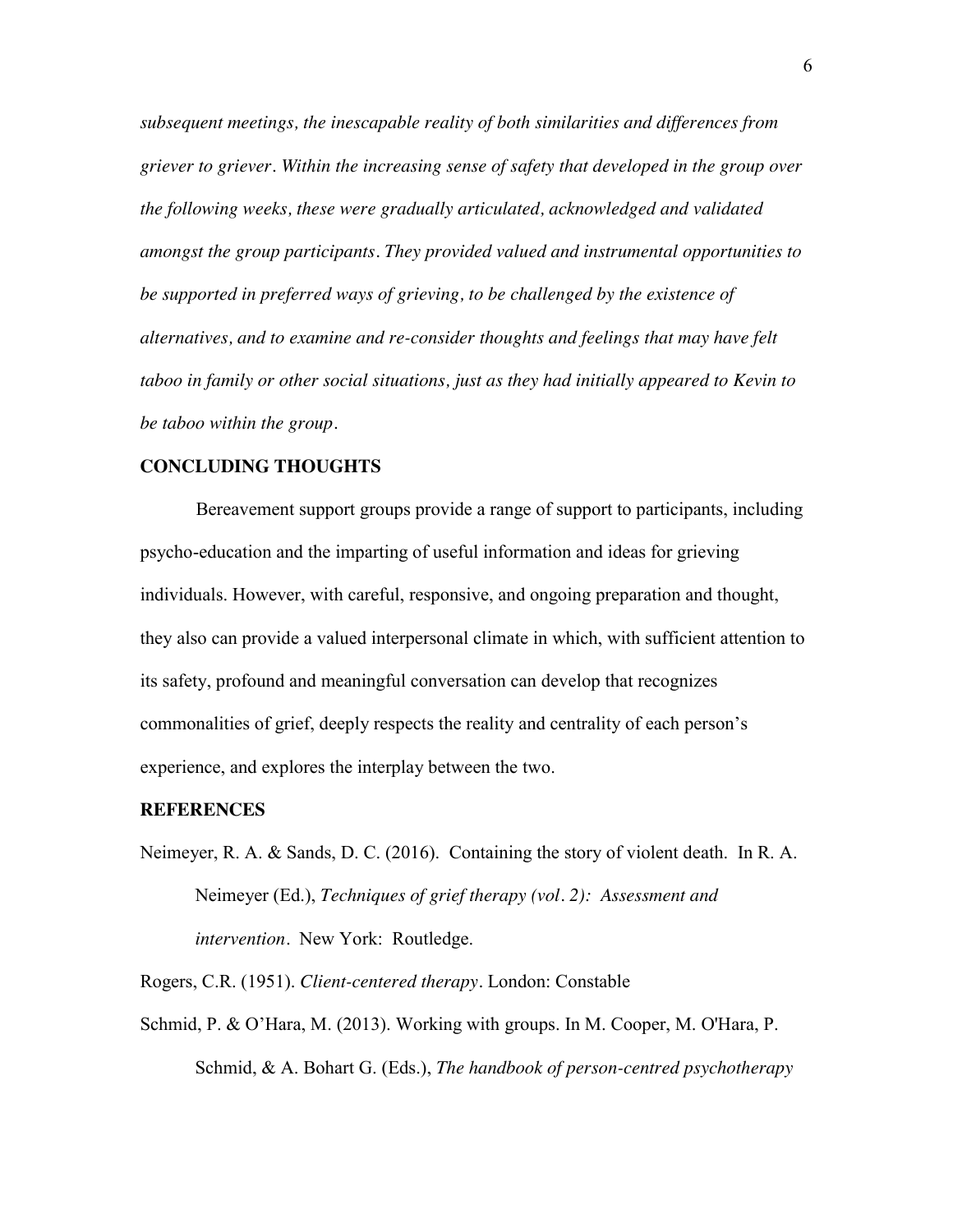*subsequent meetings, the inescapable reality of both similarities and differences from griever to griever. Within the increasing sense of safety that developed in the group over the following weeks, these were gradually articulated, acknowledged and validated amongst the group participants. They provided valued and instrumental opportunities to be supported in preferred ways of grieving, to be challenged by the existence of alternatives, and to examine and re-consider thoughts and feelings that may have felt taboo in family or other social situations, just as they had initially appeared to Kevin to be taboo within the group.*

## CONCLUDING THOUGHTS

Bereavement support groups provide a range of support to participants, including psycho-education and the imparting of useful information and ideas for grieving individuals. However, with careful, responsive, and ongoing preparation and thought, they also can provide a valued interpersonal climate in which, with sufficient attention to its safety, profound and meaningful conversation can develop that recognizes commonalities of grief, deeply respects the reality and centrality of each person's experience, and explores the interplay between the two.

## REFERENCES

Neimeyer, R. A. & Sands, D. C. (2016). Containing the story of violent death. In R. A. Neimeyer (Ed.), *Techniques of grief therapy (vol. 2): Assessment and intervention*. New York: Routledge.

Rogers, C.R. (1951). *Client-centered therapy*. London: Constable

Schmid, P. & O'Hara, M. (2013). Working with groups. In M. Cooper, M. O'Hara, P. Schmid, & A. Bohart G. (Eds.), *The handbook of person-centred psychotherapy*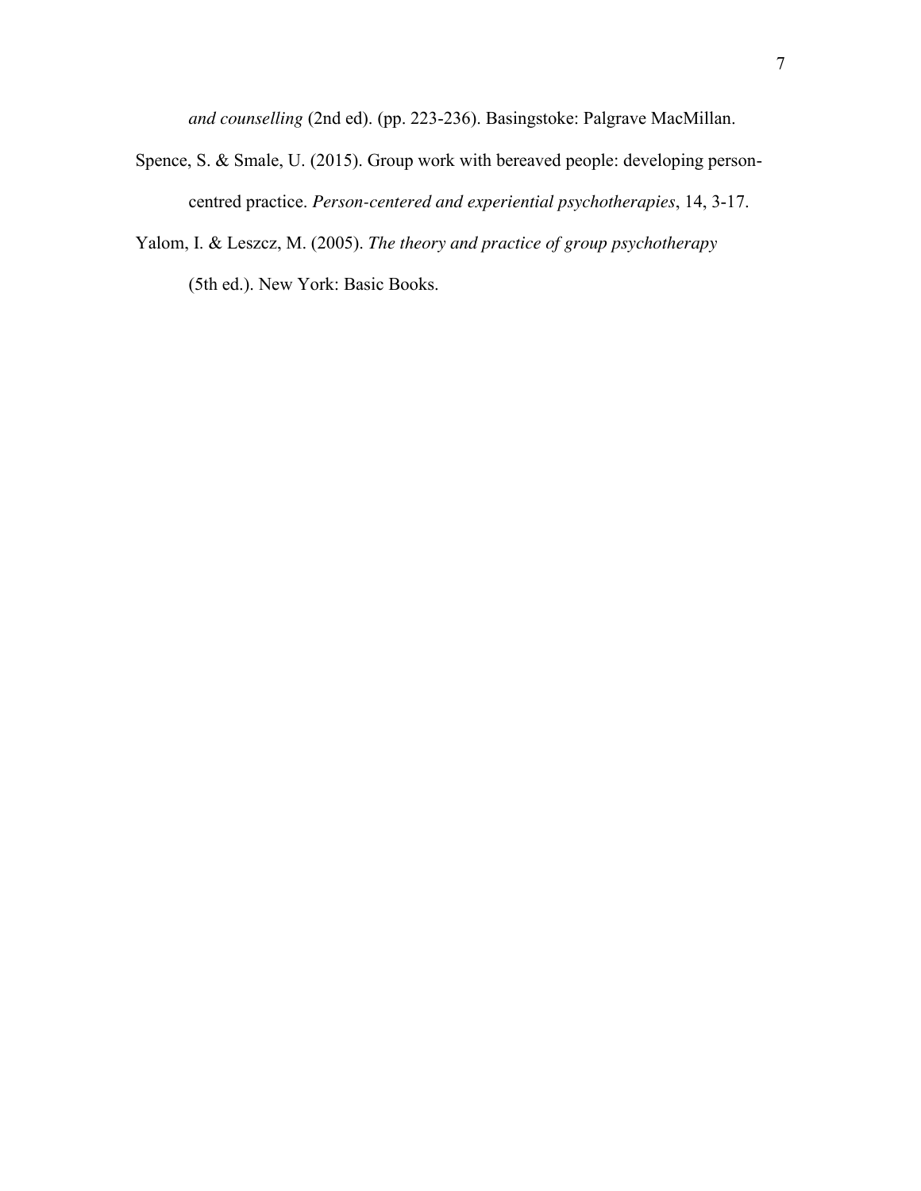*and counselling* (2nd ed). (pp. 223-236). Basingstoke: Palgrave MacMillan.

Spence, S. & Smale, U. (2015). Group work with bereaved people: developing person-centred practice. *Person-centered and experiential psychotherapies*, 14, 3-17.

Yalom, I. & Leszcz, M. (2005). *The theory and practice of group psychotherapy* (5th ed.). New York: Basic Books.